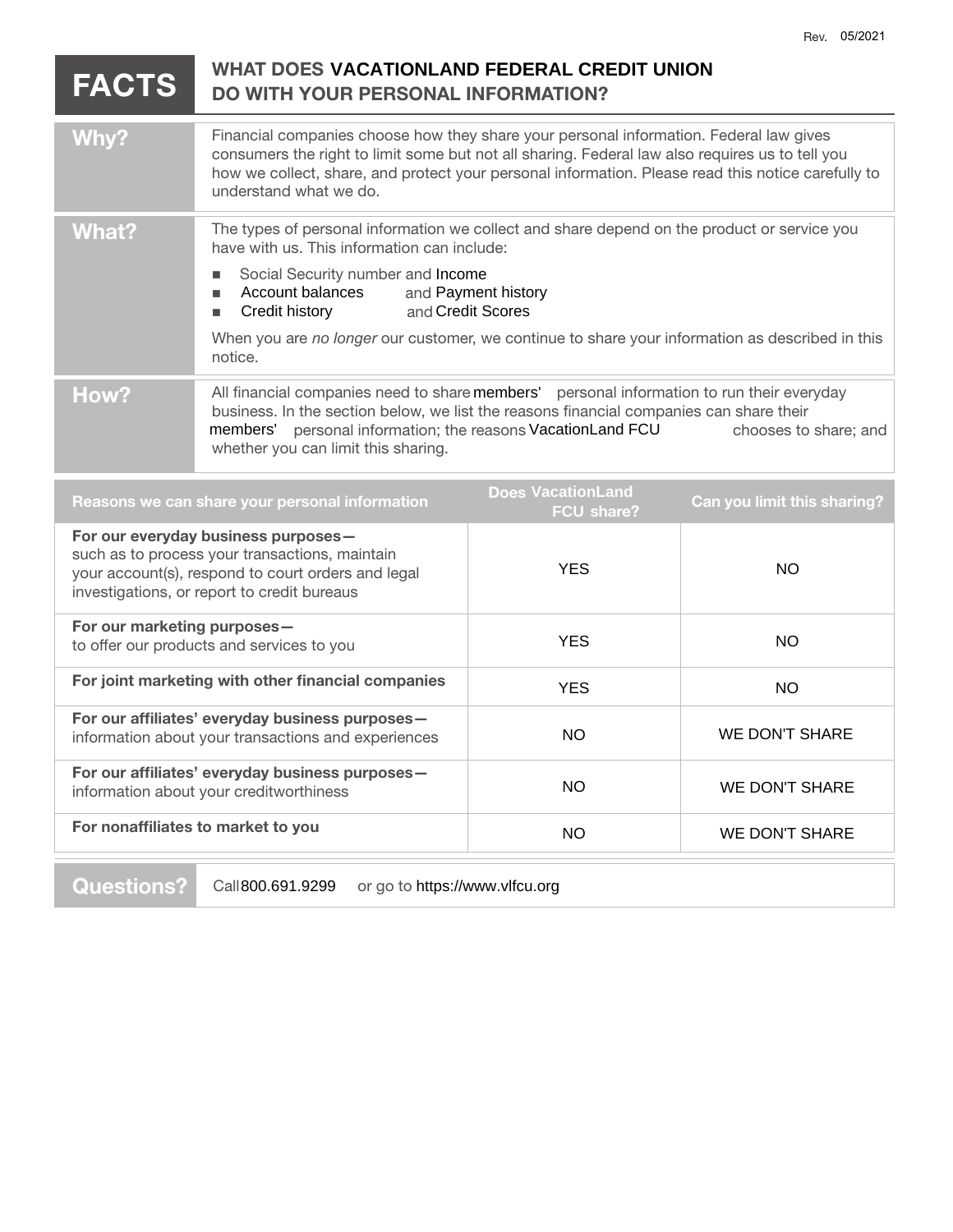Rev. 05/2021

# FACTS — WHAT DOES VACATIONLAND FEDERAL CREDIT UNION DO WITH YOUR PERSONAL INFORMATION?

## Why?

Financial companies choose how they share your personal information. Federal law gives consumers the right to limit some but not all sharing. Federal law also requires us to tell you how we collect, share, and protect your personal information. Please read this notice carefully to understand what we do.

## What?

The types of personal information we collect and share depend on the product or service you have with us. This information can include:

- Social Security number and Income
- Account balances and Payment history
- Credit history and Credit Scores

When you are *no longer* our customer, we continue to share your information as described in this notice.

## How?

All financial companies need to share members' personal information to run their everyday business. In the section below, we list the reasons financial companies can share their members' personal information; the reasons VacationLand FCU chooses to share; and whether you can limit this sharing.

| Reasons we can share your personal information | Does VacationLand FCU share? | Can you limit this sharing? |
|---|---|---|
| **For our everyday business purposes—** such as to process your transactions, maintain your account(s), respond to court orders and legal investigations, or report to credit bureaus | YES | NO |
| **For our marketing purposes—** to offer our products and services to you | YES | NO |
| **For joint marketing with other financial companies** | YES | NO |
| **For our affiliates' everyday business purposes—** information about your transactions and experiences | NO | WE DON'T SHARE |
| **For our affiliates' everyday business purposes—** information about your creditworthiness | NO | WE DON'T SHARE |
| **For nonaffiliates to market to you** | NO | WE DON'T SHARE |

## Questions?

Call 800.691.9299 or go to https://www.vlfcu.org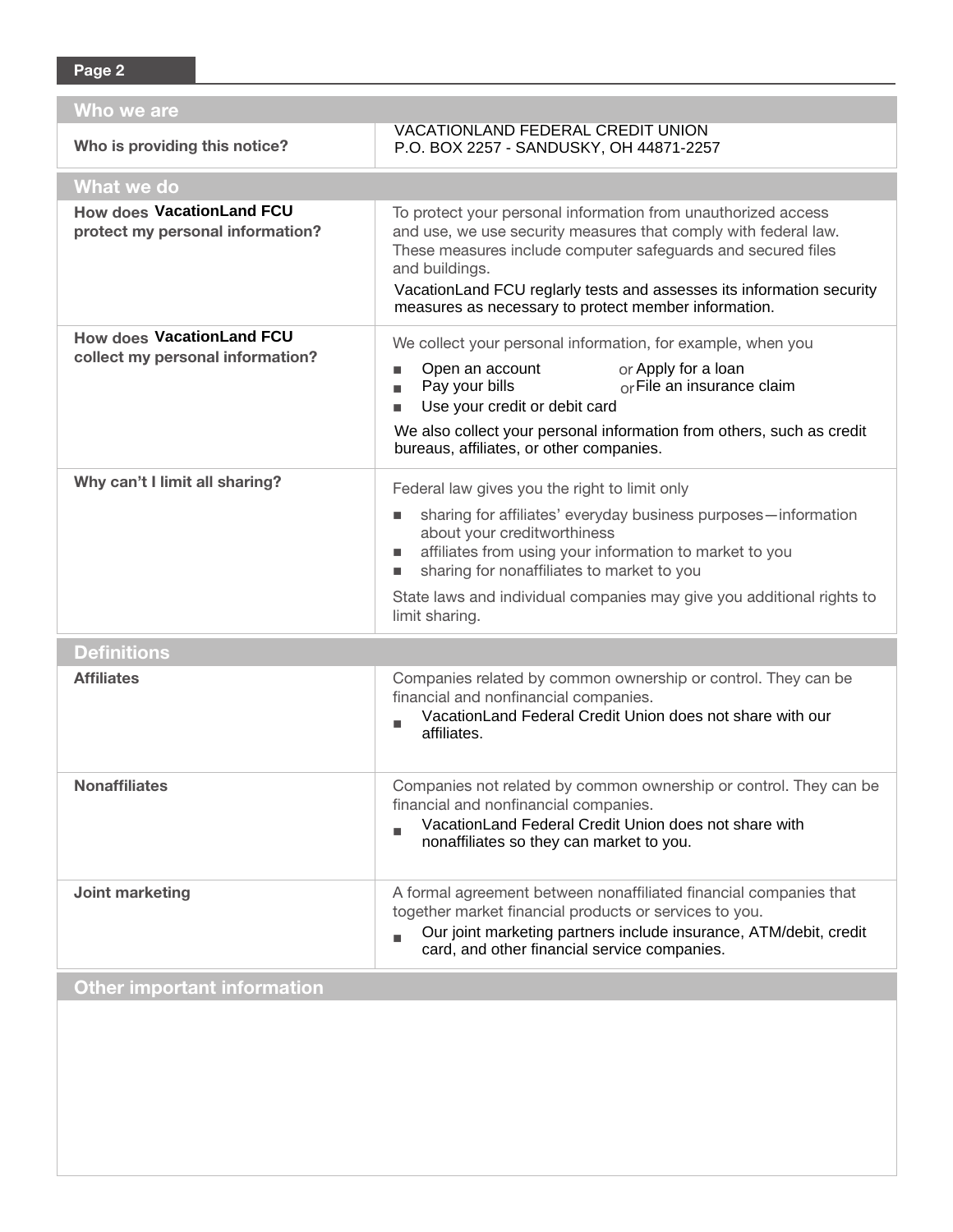## Who we are

| | |
|---|---|
| **Who is providing this notice?** | VACATIONLAND FEDERAL CREDIT UNION<br>P.O. BOX 2257 - SANDUSKY, OH 44871-2257 |

## What we do

| | |
|---|---|
| **How does VacationLand FCU protect my personal information?** | To protect your personal information from unauthorized access and use, we use security measures that comply with federal law. These measures include computer safeguards and secured files and buildings.<br>VacationLand FCU reglarly tests and assesses its information security measures as necessary to protect member information. |
| **How does VacationLand FCU collect my personal information?** | We collect your personal information, for example, when you<br>■ Open an account or Apply for a loan<br>■ Pay your bills or File an insurance claim<br>■ Use your credit or debit card<br>We also collect your personal information from others, such as credit bureaus, affiliates, or other companies. |
| **Why can't I limit all sharing?** | Federal law gives you the right to limit only<br>■ sharing for affiliates' everyday business purposes—information about your creditworthiness<br>■ affiliates from using your information to market to you<br>■ sharing for nonaffiliates to market to you<br>State laws and individual companies may give you additional rights to limit sharing. |

## Definitions

| | |
|---|---|
| **Affiliates** | Companies related by common ownership or control. They can be financial and nonfinancial companies.<br>■ VacationLand Federal Credit Union does not share with our affiliates. |
| **Nonaffiliates** | Companies not related by common ownership or control. They can be financial and nonfinancial companies.<br>■ VacationLand Federal Credit Union does not share with nonaffiliates so they can market to you. |
| **Joint marketing** | A formal agreement between nonaffiliated financial companies that together market financial products or services to you.<br>■ Our joint marketing partners include insurance, ATM/debit, credit card, and other financial service companies. |

## Other important information